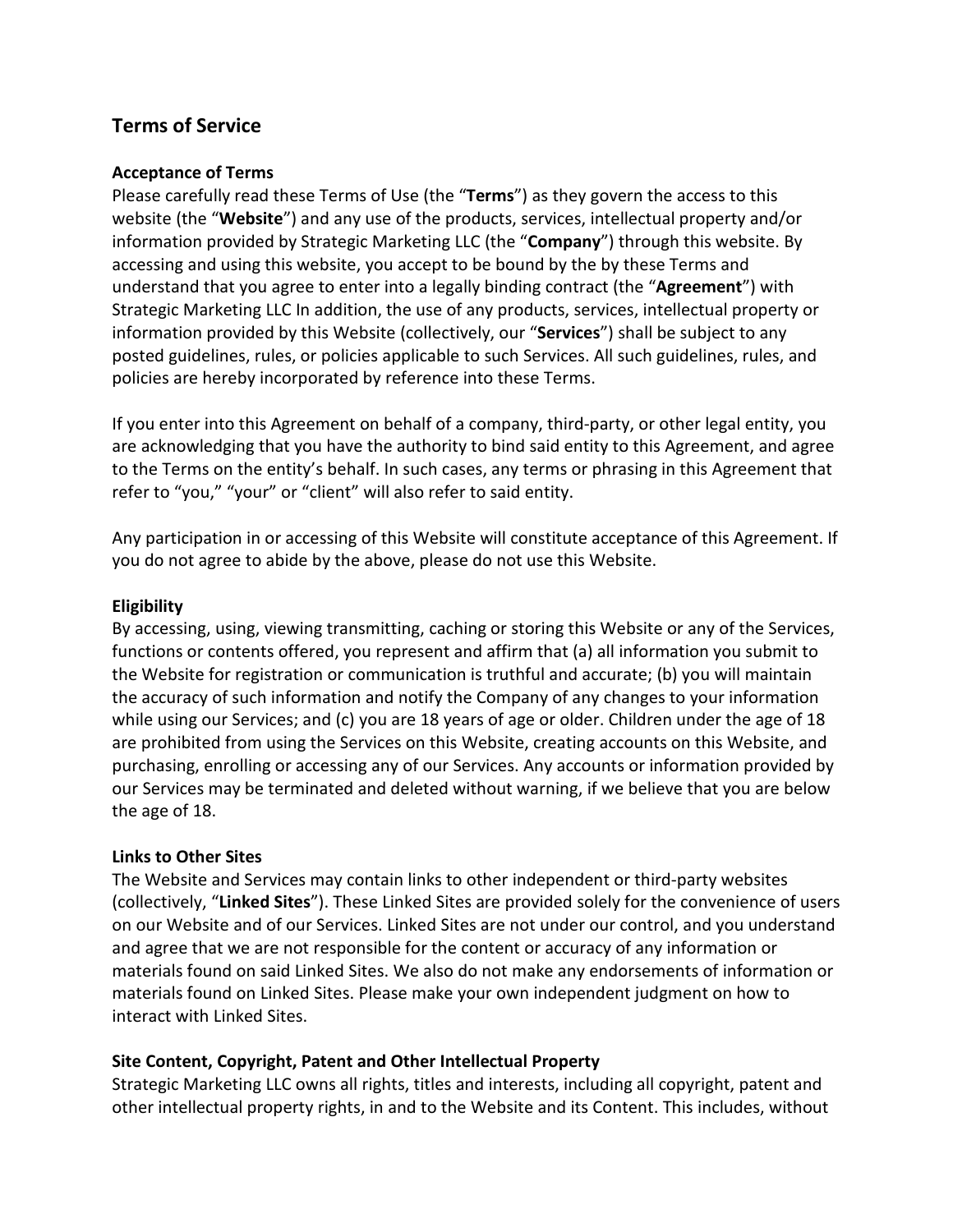## Terms of Service

### Acceptance of Terms

Please carefully read these Terms of Use (the "**Terms**") as they govern the access to this website (the "**Website**") and any use of the products, services, intellectual property and/or information provided by Strategic Marketing LLC (the "**Company**") through this website. By accessing and using this website, you accept to be bound by the by these Terms and understand that you agree to enter into a legally binding contract (the "**Agreement**") with Strategic Marketing LLC In addition, the use of any products, services, intellectual property or information provided by this Website (collectively, our "**Services**") shall be subject to any posted guidelines, rules, or policies applicable to such Services. All such guidelines, rules, and policies are hereby incorporated by reference into these Terms.

If you enter into this Agreement on behalf of a company, third-party, or other legal entity, you are acknowledging that you have the authority to bind said entity to this Agreement, and agree to the Terms on the entity's behalf. In such cases, any terms or phrasing in this Agreement that refer to "you," "your" or "client" will also refer to said entity.

Any participation in or accessing of this Website will constitute acceptance of this Agreement. If you do not agree to abide by the above, please do not use this Website.

### Eligibility

By accessing, using, viewing transmitting, caching or storing this Website or any of the Services, functions or contents offered, you represent and affirm that (a) all information you submit to the Website for registration or communication is truthful and accurate; (b) you will maintain the accuracy of such information and notify the Company of any changes to your information while using our Services; and (c) you are 18 years of age or older. Children under the age of 18 are prohibited from using the Services on this Website, creating accounts on this Website, and purchasing, enrolling or accessing any of our Services. Any accounts or information provided by our Services may be terminated and deleted without warning, if we believe that you are below the age of 18.

### Links to Other Sites

The Website and Services may contain links to other independent or third-party websites (collectively, "**Linked Sites**"). These Linked Sites are provided solely for the convenience of users on our Website and of our Services. Linked Sites are not under our control, and you understand and agree that we are not responsible for the content or accuracy of any information or materials found on said Linked Sites. We also do not make any endorsements of information or materials found on Linked Sites. Please make your own independent judgment on how to interact with Linked Sites.

### Site Content, Copyright, Patent and Other Intellectual Property

Strategic Marketing LLC owns all rights, titles and interests, including all copyright, patent and other intellectual property rights, in and to the Website and its Content. This includes, without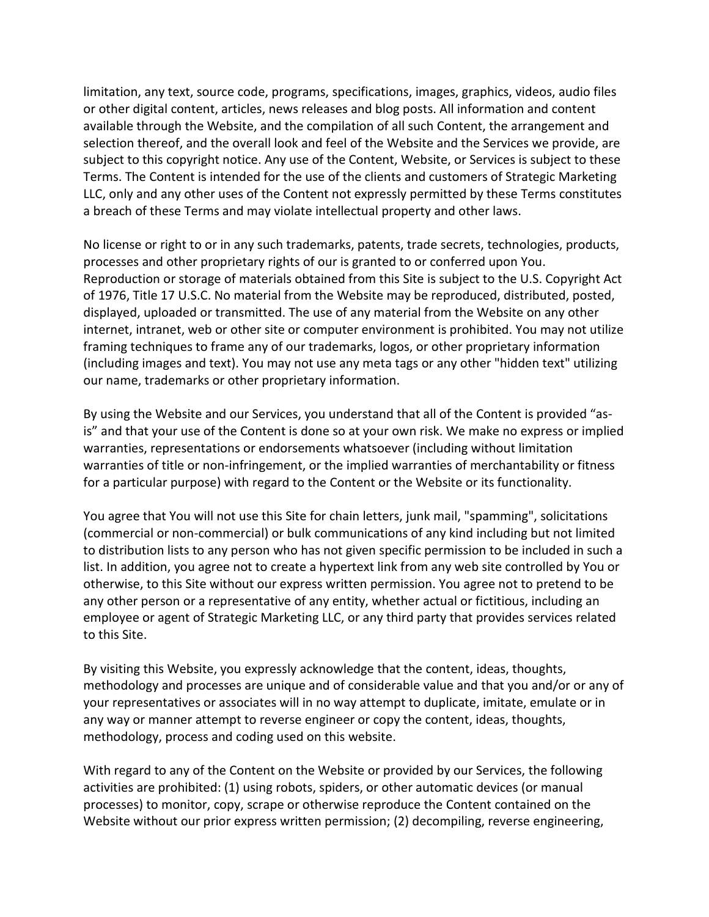limitation, any text, source code, programs, specifications, images, graphics, videos, audio files or other digital content, articles, news releases and blog posts. All information and content available through the Website, and the compilation of all such Content, the arrangement and selection thereof, and the overall look and feel of the Website and the Services we provide, are subject to this copyright notice. Any use of the Content, Website, or Services is subject to these Terms. The Content is intended for the use of the clients and customers of Strategic Marketing LLC, only and any other uses of the Content not expressly permitted by these Terms constitutes a breach of these Terms and may violate intellectual property and other laws.

No license or right to or in any such trademarks, patents, trade secrets, technologies, products, processes and other proprietary rights of our is granted to or conferred upon You. Reproduction or storage of materials obtained from this Site is subject to the U.S. Copyright Act of 1976, Title 17 U.S.C. No material from the Website may be reproduced, distributed, posted, displayed, uploaded or transmitted. The use of any material from the Website on any other internet, intranet, web or other site or computer environment is prohibited. You may not utilize framing techniques to frame any of our trademarks, logos, or other proprietary information (including images and text). You may not use any meta tags or any other "hidden text" utilizing our name, trademarks or other proprietary information.

By using the Website and our Services, you understand that all of the Content is provided "as-is" and that your use of the Content is done so at your own risk. We make no express or implied warranties, representations or endorsements whatsoever (including without limitation warranties of title or non-infringement, or the implied warranties of merchantability or fitness for a particular purpose) with regard to the Content or the Website or its functionality.

You agree that You will not use this Site for chain letters, junk mail, "spamming", solicitations (commercial or non-commercial) or bulk communications of any kind including but not limited to distribution lists to any person who has not given specific permission to be included in such a list. In addition, you agree not to create a hypertext link from any web site controlled by You or otherwise, to this Site without our express written permission. You agree not to pretend to be any other person or a representative of any entity, whether actual or fictitious, including an employee or agent of Strategic Marketing LLC, or any third party that provides services related to this Site.

By visiting this Website, you expressly acknowledge that the content, ideas, thoughts, methodology and processes are unique and of considerable value and that you and/or or any of your representatives or associates will in no way attempt to duplicate, imitate, emulate or in any way or manner attempt to reverse engineer or copy the content, ideas, thoughts, methodology, process and coding used on this website.

With regard to any of the Content on the Website or provided by our Services, the following activities are prohibited: (1) using robots, spiders, or other automatic devices (or manual processes) to monitor, copy, scrape or otherwise reproduce the Content contained on the Website without our prior express written permission; (2) decompiling, reverse engineering,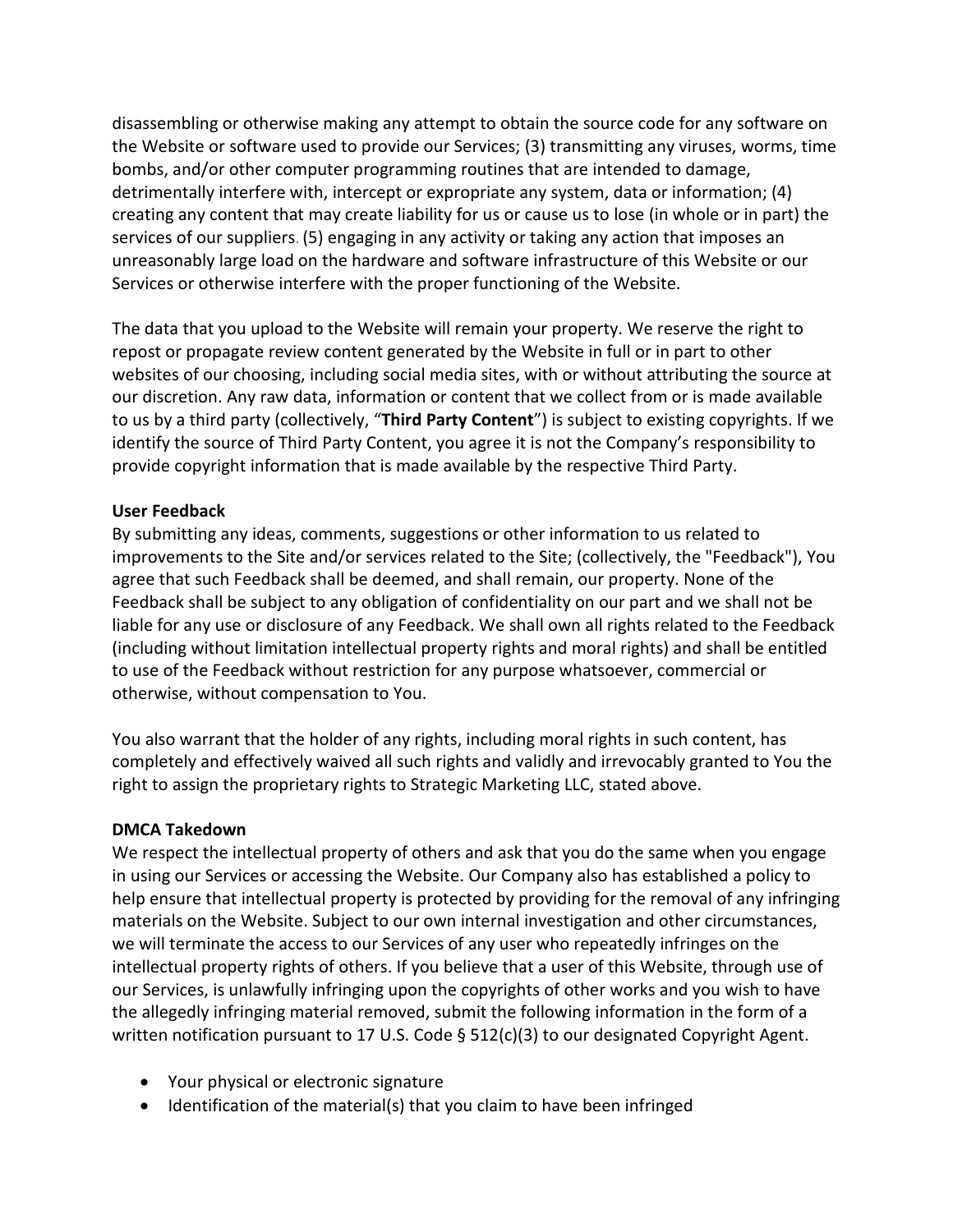disassembling or otherwise making any attempt to obtain the source code for any software on the Website or software used to provide our Services; (3) transmitting any viruses, worms, time bombs, and/or other computer programming routines that are intended to damage, detrimentally interfere with, intercept or expropriate any system, data or information; (4) creating any content that may create liability for us or cause us to lose (in whole or in part) the services of our suppliers. (5) engaging in any activity or taking any action that imposes an unreasonably large load on the hardware and software infrastructure of this Website or our Services or otherwise interfere with the proper functioning of the Website.

The data that you upload to the Website will remain your property. We reserve the right to repost or propagate review content generated by the Website in full or in part to other websites of our choosing, including social media sites, with or without attributing the source at our discretion. Any raw data, information or content that we collect from or is made available to us by a third party (collectively, "**Third Party Content**") is subject to existing copyrights. If we identify the source of Third Party Content, you agree it is not the Company's responsibility to provide copyright information that is made available by the respective Third Party.

**User Feedback**

By submitting any ideas, comments, suggestions or other information to us related to improvements to the Site and/or services related to the Site; (collectively, the "Feedback"), You agree that such Feedback shall be deemed, and shall remain, our property. None of the Feedback shall be subject to any obligation of confidentiality on our part and we shall not be liable for any use or disclosure of any Feedback. We shall own all rights related to the Feedback (including without limitation intellectual property rights and moral rights) and shall be entitled to use of the Feedback without restriction for any purpose whatsoever, commercial or otherwise, without compensation to You.

You also warrant that the holder of any rights, including moral rights in such content, has completely and effectively waived all such rights and validly and irrevocably granted to You the right to assign the proprietary rights to Strategic Marketing LLC, stated above.

**DMCA Takedown**

We respect the intellectual property of others and ask that you do the same when you engage in using our Services or accessing the Website. Our Company also has established a policy to help ensure that intellectual property is protected by providing for the removal of any infringing materials on the Website. Subject to our own internal investigation and other circumstances, we will terminate the access to our Services of any user who repeatedly infringes on the intellectual property rights of others. If you believe that a user of this Website, through use of our Services, is unlawfully infringing upon the copyrights of other works and you wish to have the allegedly infringing material removed, submit the following information in the form of a written notification pursuant to 17 U.S. Code § 512(c)(3) to our designated Copyright Agent.

- Your physical or electronic signature
- Identification of the material(s) that you claim to have been infringed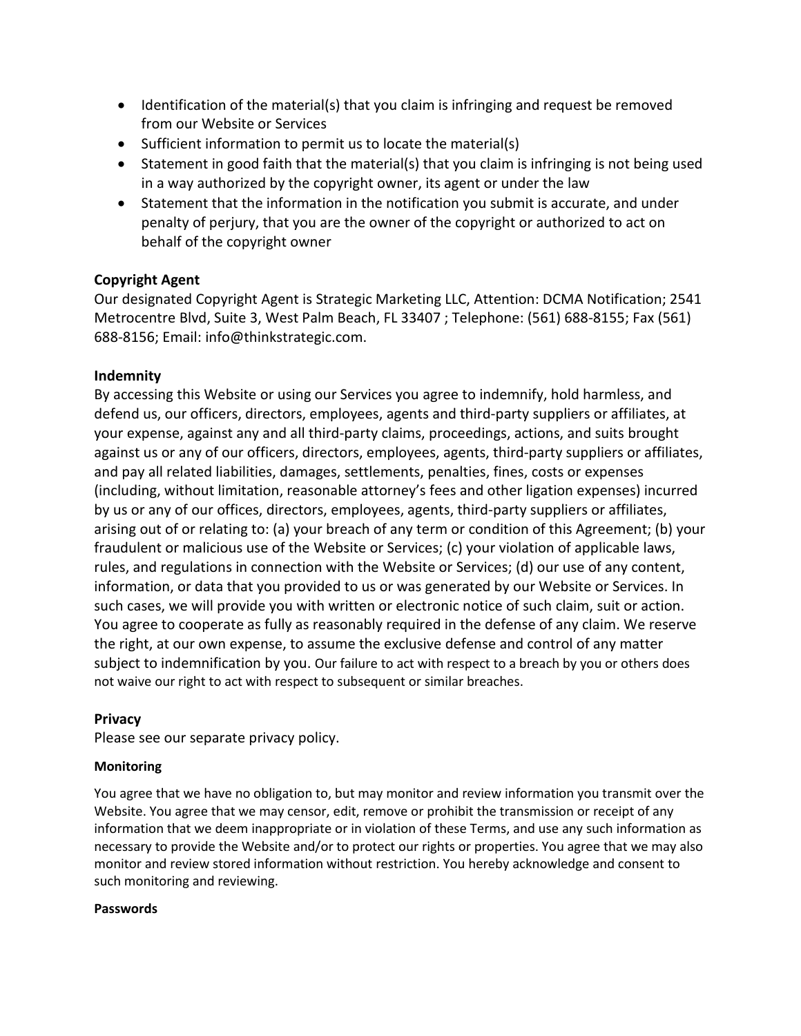- Identification of the material(s) that you claim is infringing and request be removed from our Website or Services
- Sufficient information to permit us to locate the material(s)
- Statement in good faith that the material(s) that you claim is infringing is not being used in a way authorized by the copyright owner, its agent or under the law
- Statement that the information in the notification you submit is accurate, and under penalty of perjury, that you are the owner of the copyright or authorized to act on behalf of the copyright owner

**Copyright Agent**

Our designated Copyright Agent is Strategic Marketing LLC, Attention: DCMA Notification; 2541 Metrocentre Blvd, Suite 3, West Palm Beach, FL 33407 ; Telephone: (561) 688-8155; Fax (561) 688-8156; Email: info@thinkstrategic.com.

**Indemnity**

By accessing this Website or using our Services you agree to indemnify, hold harmless, and defend us, our officers, directors, employees, agents and third-party suppliers or affiliates, at your expense, against any and all third-party claims, proceedings, actions, and suits brought against us or any of our officers, directors, employees, agents, third-party suppliers or affiliates, and pay all related liabilities, damages, settlements, penalties, fines, costs or expenses (including, without limitation, reasonable attorney's fees and other ligation expenses) incurred by us or any of our offices, directors, employees, agents, third-party suppliers or affiliates, arising out of or relating to: (a) your breach of any term or condition of this Agreement; (b) your fraudulent or malicious use of the Website or Services; (c) your violation of applicable laws, rules, and regulations in connection with the Website or Services; (d) our use of any content, information, or data that you provided to us or was generated by our Website or Services. In such cases, we will provide you with written or electronic notice of such claim, suit or action. You agree to cooperate as fully as reasonably required in the defense of any claim. We reserve the right, at our own expense, to assume the exclusive defense and control of any matter subject to indemnification by you. Our failure to act with respect to a breach by you or others does not waive our right to act with respect to subsequent or similar breaches.

**Privacy**

Please see our separate privacy policy.

**Monitoring**

You agree that we have no obligation to, but may monitor and review information you transmit over the Website. You agree that we may censor, edit, remove or prohibit the transmission or receipt of any information that we deem inappropriate or in violation of these Terms, and use any such information as necessary to provide the Website and/or to protect our rights or properties. You agree that we may also monitor and review stored information without restriction. You hereby acknowledge and consent to such monitoring and reviewing.

**Passwords**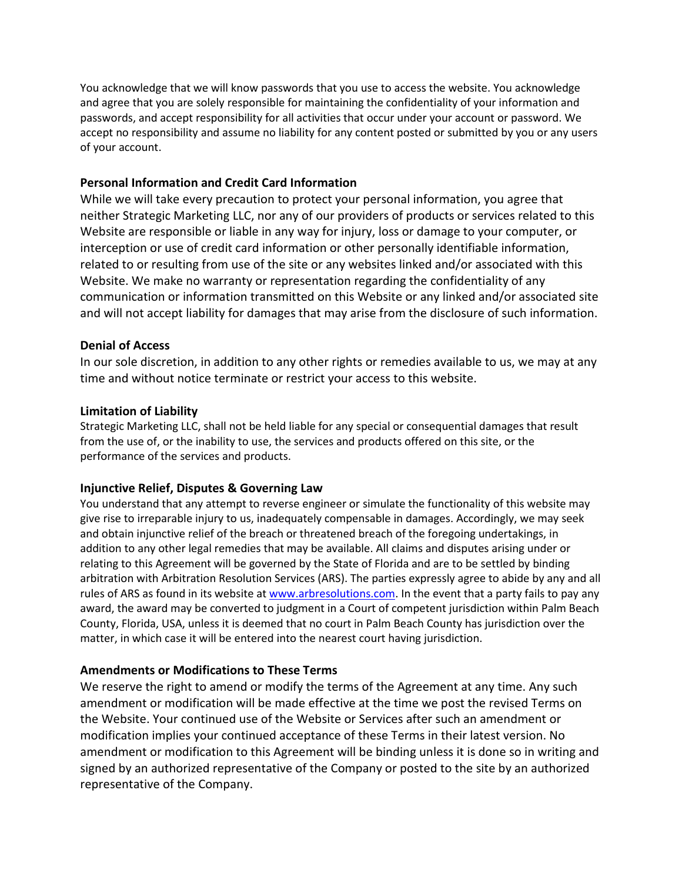You acknowledge that we will know passwords that you use to access the website. You acknowledge and agree that you are solely responsible for maintaining the confidentiality of your information and passwords, and accept responsibility for all activities that occur under your account or password. We accept no responsibility and assume no liability for any content posted or submitted by you or any users of your account.

**Personal Information and Credit Card Information**

While we will take every precaution to protect your personal information, you agree that neither Strategic Marketing LLC, nor any of our providers of products or services related to this Website are responsible or liable in any way for injury, loss or damage to your computer, or interception or use of credit card information or other personally identifiable information, related to or resulting from use of the site or any websites linked and/or associated with this Website. We make no warranty or representation regarding the confidentiality of any communication or information transmitted on this Website or any linked and/or associated site and will not accept liability for damages that may arise from the disclosure of such information.

**Denial of Access**

In our sole discretion, in addition to any other rights or remedies available to us, we may at any time and without notice terminate or restrict your access to this website.

**Limitation of Liability**

Strategic Marketing LLC, shall not be held liable for any special or consequential damages that result from the use of, or the inability to use, the services and products offered on this site, or the performance of the services and products.

**Injunctive Relief, Disputes & Governing Law**

You understand that any attempt to reverse engineer or simulate the functionality of this website may give rise to irreparable injury to us, inadequately compensable in damages. Accordingly, we may seek and obtain injunctive relief of the breach or threatened breach of the foregoing undertakings, in addition to any other legal remedies that may be available. All claims and disputes arising under or relating to this Agreement will be governed by the State of Florida and are to be settled by binding arbitration with Arbitration Resolution Services (ARS). The parties expressly agree to abide by any and all rules of ARS as found in its website at [www.arbresolutions.com](www.arbresolutions.com). In the event that a party fails to pay any award, the award may be converted to judgment in a Court of competent jurisdiction within Palm Beach County, Florida, USA, unless it is deemed that no court in Palm Beach County has jurisdiction over the matter, in which case it will be entered into the nearest court having jurisdiction.

**Amendments or Modifications to These Terms**

We reserve the right to amend or modify the terms of the Agreement at any time. Any such amendment or modification will be made effective at the time we post the revised Terms on the Website. Your continued use of the Website or Services after such an amendment or modification implies your continued acceptance of these Terms in their latest version. No amendment or modification to this Agreement will be binding unless it is done so in writing and signed by an authorized representative of the Company or posted to the site by an authorized representative of the Company.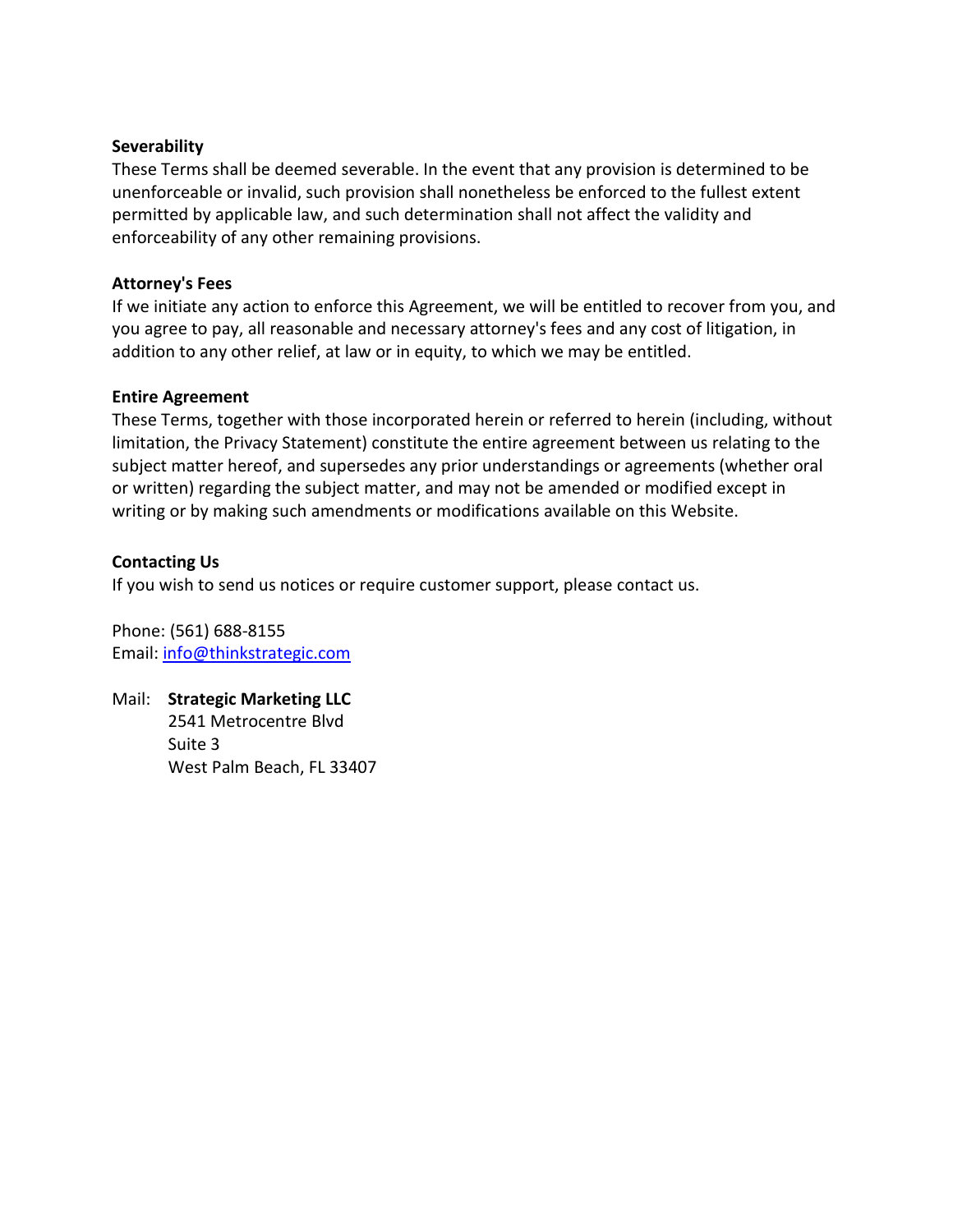**Severability**

These Terms shall be deemed severable. In the event that any provision is determined to be unenforceable or invalid, such provision shall nonetheless be enforced to the fullest extent permitted by applicable law, and such determination shall not affect the validity and enforceability of any other remaining provisions.

**Attorney's Fees**

If we initiate any action to enforce this Agreement, we will be entitled to recover from you, and you agree to pay, all reasonable and necessary attorney's fees and any cost of litigation, in addition to any other relief, at law or in equity, to which we may be entitled.

**Entire Agreement**

These Terms, together with those incorporated herein or referred to herein (including, without limitation, the Privacy Statement) constitute the entire agreement between us relating to the subject matter hereof, and supersedes any prior understandings or agreements (whether oral or written) regarding the subject matter, and may not be amended or modified except in writing or by making such amendments or modifications available on this Website.

**Contacting Us**

If you wish to send us notices or require customer support, please contact us.

Phone: (561) 688-8155
Email: info@thinkstrategic.com

Mail: **Strategic Marketing LLC**
2541 Metrocentre Blvd
Suite 3
West Palm Beach, FL 33407